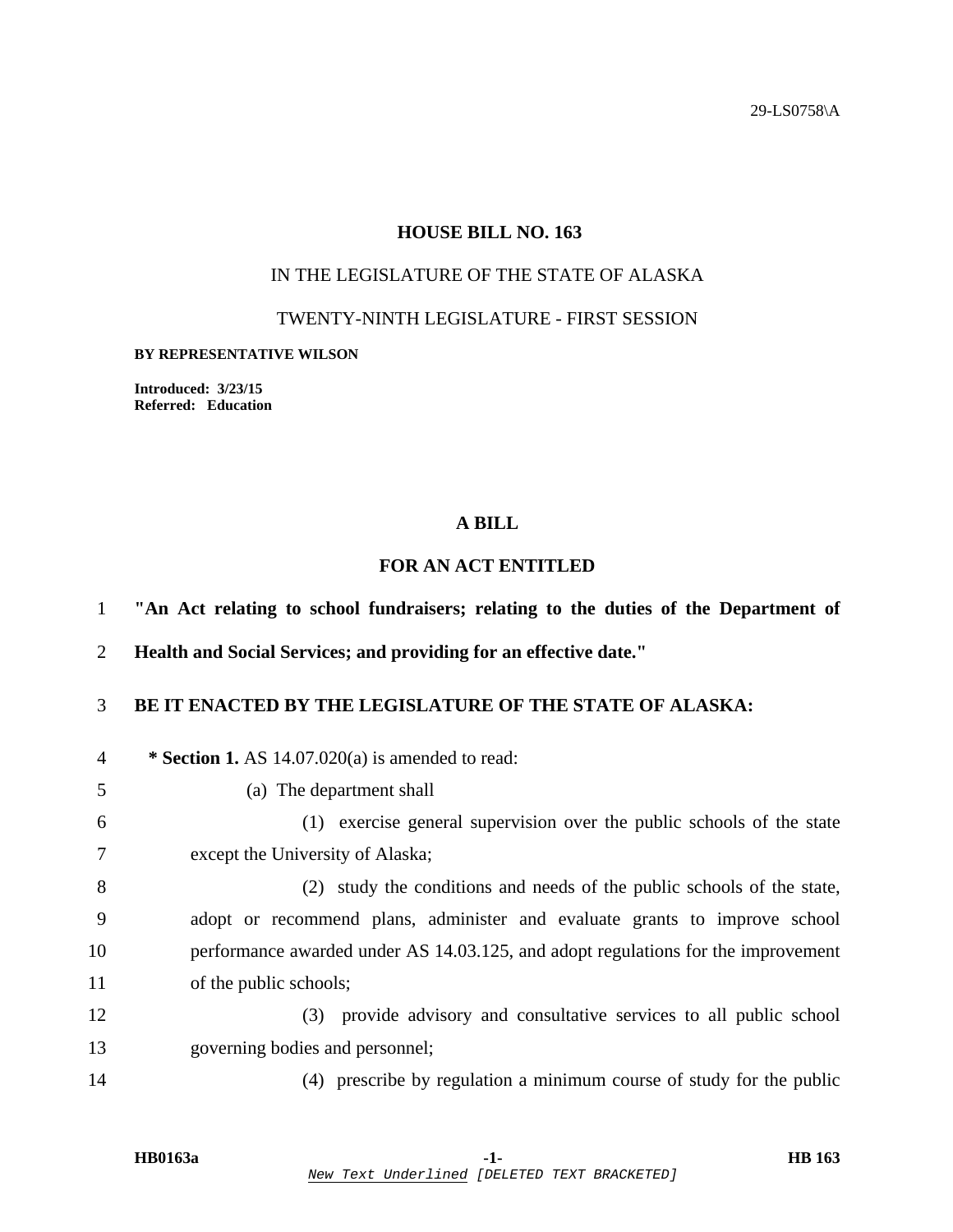29-LS0758\A

# HOUSE BILL NO. 163

IN THE LEGISLATURE OF THE STATE OF ALASKA

TWENTY-NINTH LEGISLATURE - FIRST SESSION

**BY REPRESENTATIVE WILSON**

**Introduced: 3/23/15**
**Referred: Education**

## A BILL

## FOR AN ACT ENTITLED

**"An Act relating to school fundraisers; relating to the duties of the Department of Health and Social Services; and providing for an effective date."**

**BE IT ENACTED BY THE LEGISLATURE OF THE STATE OF ALASKA:**

**\* Section 1.** AS 14.07.020(a) is amended to read:

(a) The department shall

(1) exercise general supervision over the public schools of the state except the University of Alaska;

(2) study the conditions and needs of the public schools of the state, adopt or recommend plans, administer and evaluate grants to improve school performance awarded under AS 14.03.125, and adopt regulations for the improvement of the public schools;

(3) provide advisory and consultative services to all public school governing bodies and personnel;

(4) prescribe by regulation a minimum course of study for the public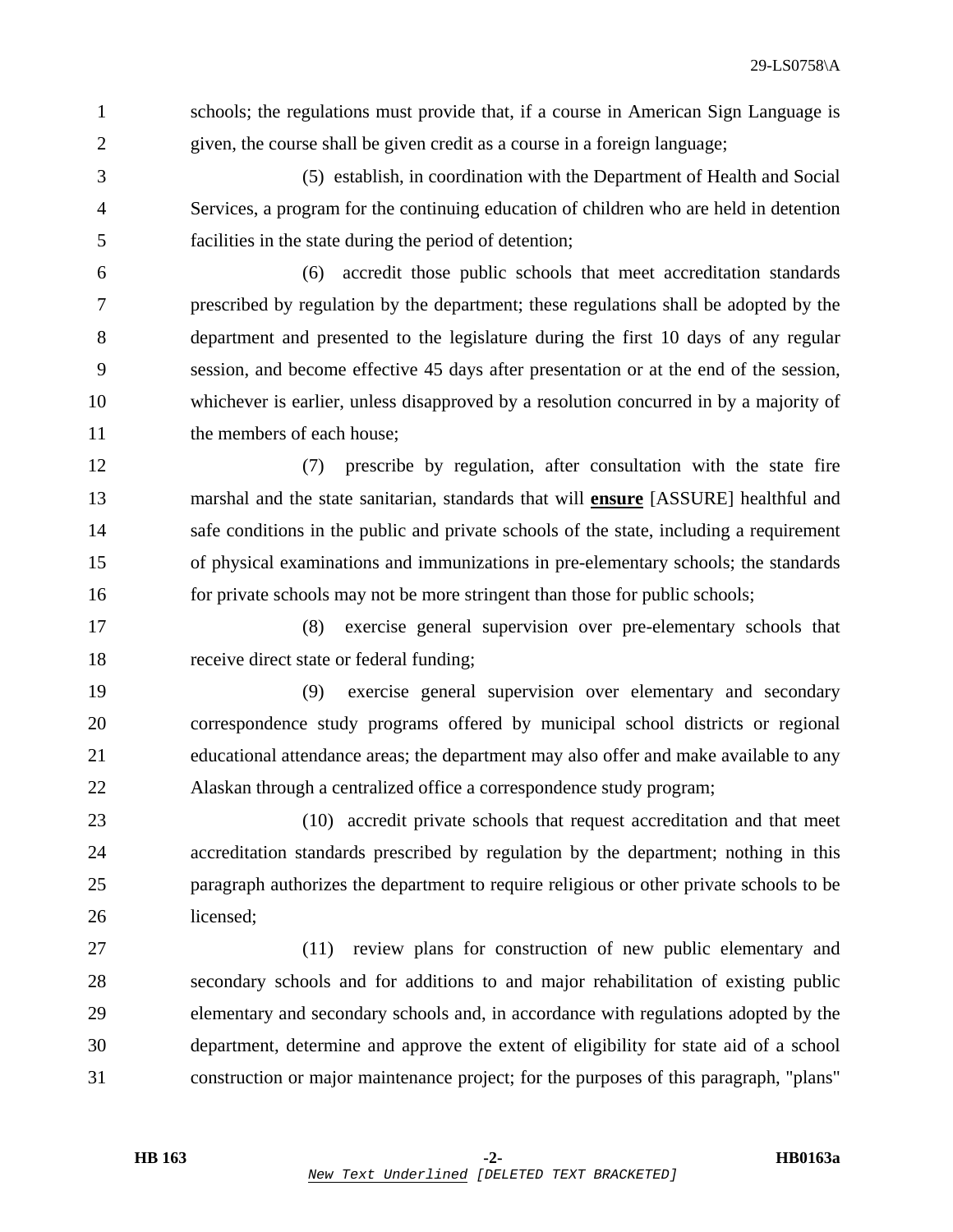schools; the regulations must provide that, if a course in American Sign Language is given, the course shall be given credit as a course in a foreign language;

(5) establish, in coordination with the Department of Health and Social Services, a program for the continuing education of children who are held in detention facilities in the state during the period of detention;

(6) accredit those public schools that meet accreditation standards prescribed by regulation by the department; these regulations shall be adopted by the department and presented to the legislature during the first 10 days of any regular session, and become effective 45 days after presentation or at the end of the session, whichever is earlier, unless disapproved by a resolution concurred in by a majority of the members of each house;

(7) prescribe by regulation, after consultation with the state fire marshal and the state sanitarian, standards that will **<u>ensure</u>** [ASSURE] healthful and safe conditions in the public and private schools of the state, including a requirement of physical examinations and immunizations in pre-elementary schools; the standards for private schools may not be more stringent than those for public schools;

(8) exercise general supervision over pre-elementary schools that receive direct state or federal funding;

(9) exercise general supervision over elementary and secondary correspondence study programs offered by municipal school districts or regional educational attendance areas; the department may also offer and make available to any Alaskan through a centralized office a correspondence study program;

(10) accredit private schools that request accreditation and that meet accreditation standards prescribed by regulation by the department; nothing in this paragraph authorizes the department to require religious or other private schools to be licensed;

(11) review plans for construction of new public elementary and secondary schools and for additions to and major rehabilitation of existing public elementary and secondary schools and, in accordance with regulations adopted by the department, determine and approve the extent of eligibility for state aid of a school construction or major maintenance project; for the purposes of this paragraph, "plans"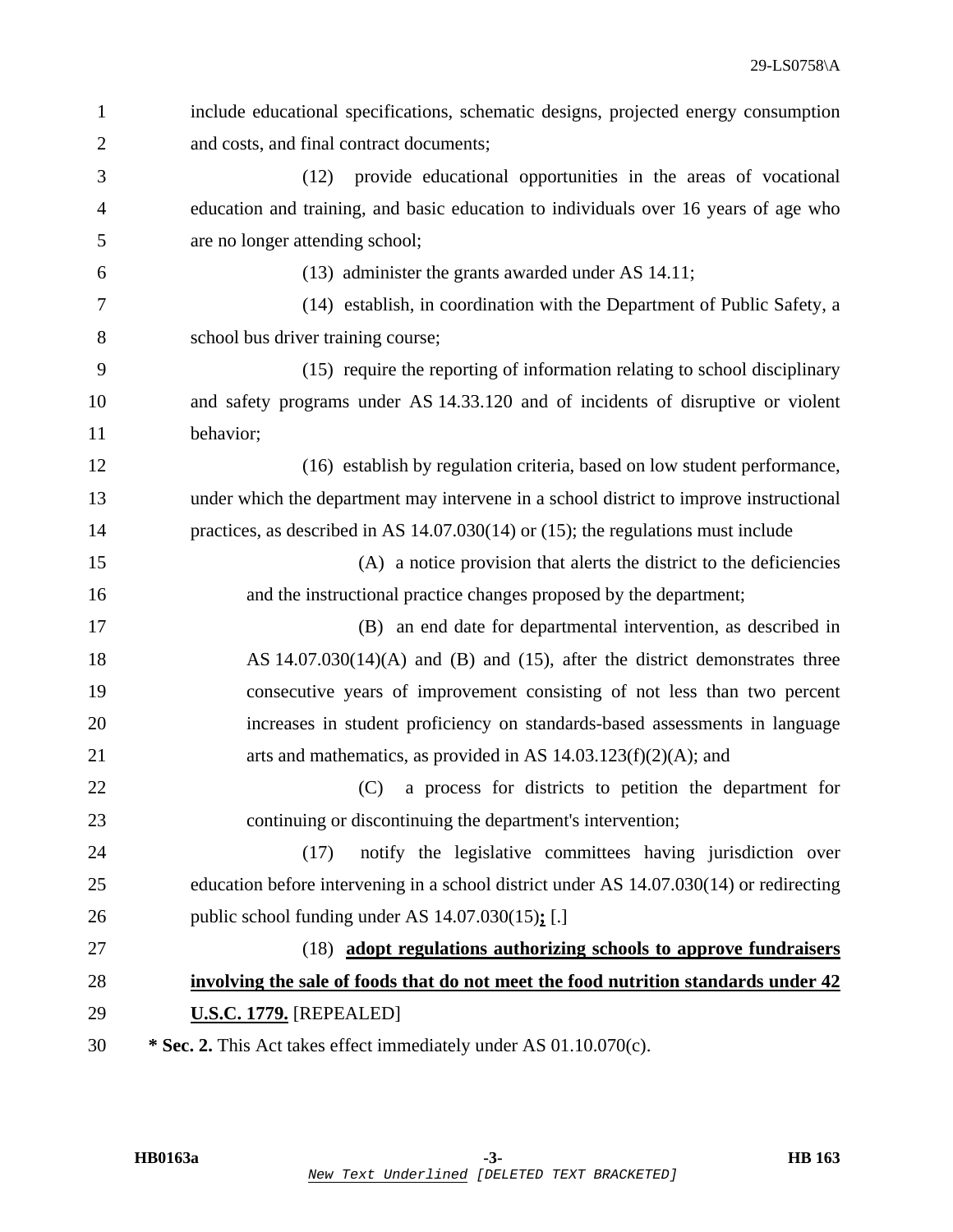include educational specifications, schematic designs, projected energy consumption and costs, and final contract documents;

(12) provide educational opportunities in the areas of vocational education and training, and basic education to individuals over 16 years of age who are no longer attending school;

(13) administer the grants awarded under AS 14.11;

(14) establish, in coordination with the Department of Public Safety, a school bus driver training course;

(15) require the reporting of information relating to school disciplinary and safety programs under AS 14.33.120 and of incidents of disruptive or violent behavior;

(16) establish by regulation criteria, based on low student performance, under which the department may intervene in a school district to improve instructional practices, as described in AS 14.07.030(14) or (15); the regulations must include

(A) a notice provision that alerts the district to the deficiencies and the instructional practice changes proposed by the department;

(B) an end date for departmental intervention, as described in AS 14.07.030(14)(A) and (B) and (15), after the district demonstrates three consecutive years of improvement consisting of not less than two percent increases in student proficiency on standards-based assessments in language arts and mathematics, as provided in AS 14.03.123(f)(2)(A); and

(C) a process for districts to petition the department for continuing or discontinuing the department's intervention;

(17) notify the legislative committees having jurisdiction over education before intervening in a school district under AS 14.07.030(14) or redirecting public school funding under AS 14.07.030(15)**;** [.]

(18) **adopt regulations authorizing schools to approve fundraisers involving the sale of foods that do not meet the food nutrition standards under 42 U.S.C. 1779.** [REPEALED]

**\* Sec. 2.** This Act takes effect immediately under AS 01.10.070(c).

*New Text Underlined* [DELETED TEXT BRACKETED]